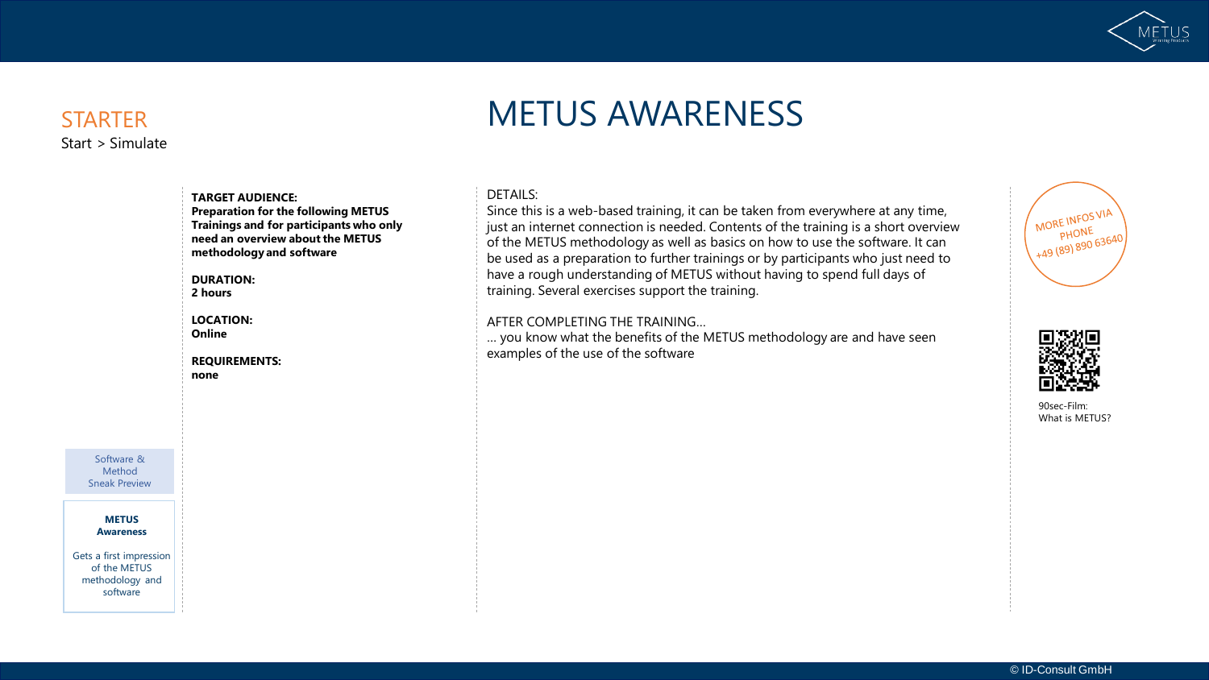**STARTER**

Start > Simulate

# METUS AWARENESS

**TARGET AUDIENCE:**
**Preparation for the following METUS Trainings and for participants who only need an overview about the METUS methodology and software**

**DURATION:**
**2 hours**

**LOCATION:**
**Online**

**REQUIREMENTS:**
**none**

DETAILS:
Since this is a web-based training, it can be taken from everywhere at any time, just an internet connection is needed. Contents of the training is a short overview of the METUS methodology as well as basics on how to use the software. It can be used as a preparation to further trainings or by participants who just need to have a rough understanding of METUS without having to spend full days of training. Several exercises support the training.

AFTER COMPLETING THE TRAINING…
… you know what the benefits of the METUS methodology are and have seen examples of the use of the software

MORE INFOS VIA PHONE
+49 (89) 890 63640

90sec-Film:
What is METUS?

Software & Method Sneak Preview

**METUS Awareness**

Gets a first impression of the METUS methodology and software

© ID-Consult GmbH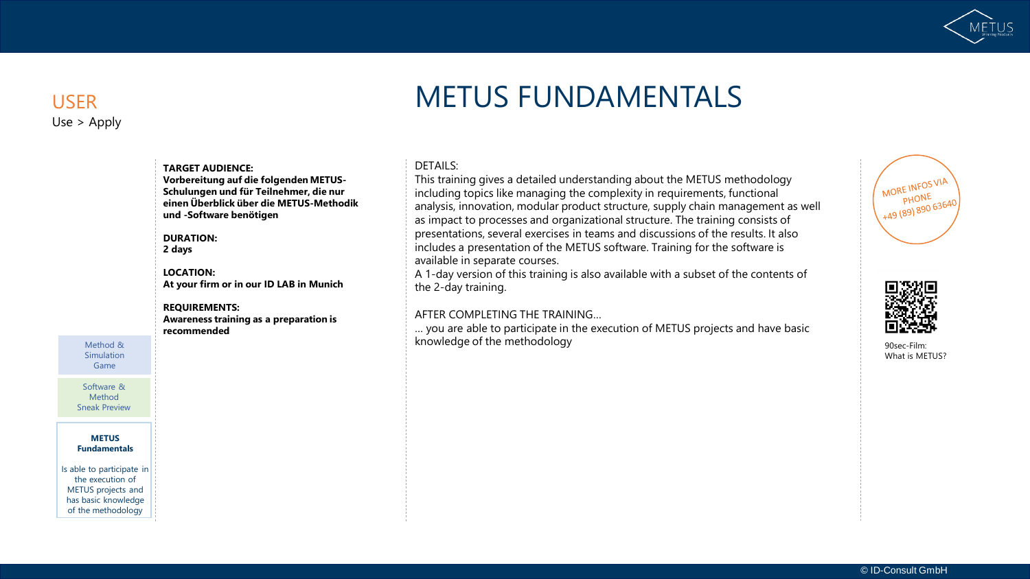USER

Use > Apply

# METUS FUNDAMENTALS

**TARGET AUDIENCE:**
**Vorbereitung auf die folgenden METUS-Schulungen und für Teilnehmer, die nur einen Überblick über die METUS-Methodik und -Software benötigen**

**DURATION:**
**2 days**

**LOCATION:**
**At your firm or in our ID LAB in Munich**

**REQUIREMENTS:**
**Awareness training as a preparation is recommended**

Method & Simulation Game

Software & Method Sneak Preview

**METUS Fundamentals**

Is able to participate in the execution of METUS projects and has basic knowledge of the methodology

DETAILS:
This training gives a detailed understanding about the METUS methodology including topics like managing the complexity in requirements, functional analysis, innovation, modular product structure, supply chain management as well as impact to processes and organizational structure. The training consists of presentations, several exercises in teams and discussions of the results. It also includes a presentation of the METUS software. Training for the software is available in separate courses.
A 1-day version of this training is also available with a subset of the contents of the 2-day training.

AFTER COMPLETING THE TRAINING…
… you are able to participate in the execution of METUS projects and have basic knowledge of the methodology

MORE INFOS VIA PHONE +49 (89) 890 63640

90sec-Film: What is METUS?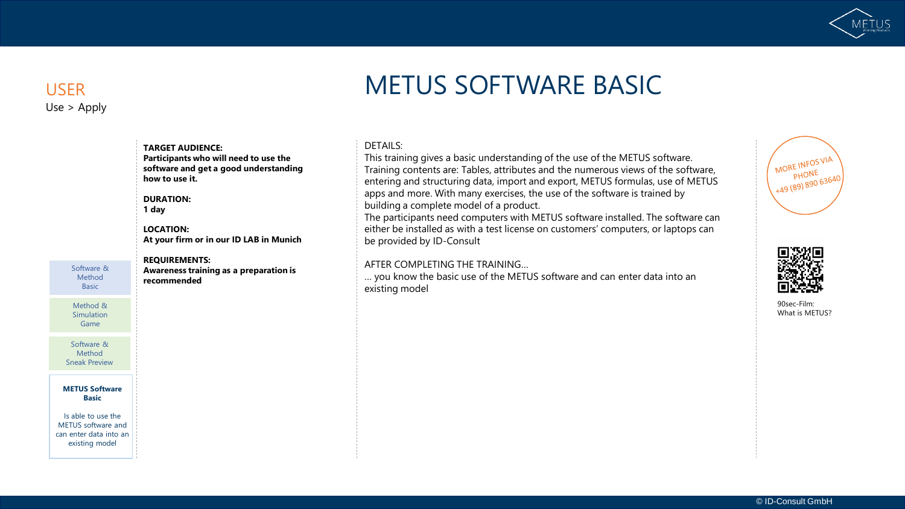USER

Use > Apply

# METUS SOFTWARE BASIC

Software & Method Basic

Method & Simulation Game

Software & Method Sneak Preview

**METUS Software Basic**

Is able to use the METUS software and can enter data into an existing model

**TARGET AUDIENCE:**
**Participants who will need to use the software and get a good understanding how to use it.**

**DURATION:**
**1 day**

**LOCATION:**
**At your firm or in our ID LAB in Munich**

**REQUIREMENTS:**
**Awareness training as a preparation is recommended**

DETAILS:
This training gives a basic understanding of the use of the METUS software. Training contents are: Tables, attributes and the numerous views of the software, entering and structuring data, import and export, METUS formulas, use of METUS apps and more. With many exercises, the use of the software is trained by building a complete model of a product.
The participants need computers with METUS software installed. The software can either be installed as with a test license on customers' computers, or laptops can be provided by ID-Consult

AFTER COMPLETING THE TRAINING…
… you know the basic use of the METUS software and can enter data into an existing model

MORE INFOS VIA PHONE +49 (89) 890 63640

90sec-Film: What is METUS?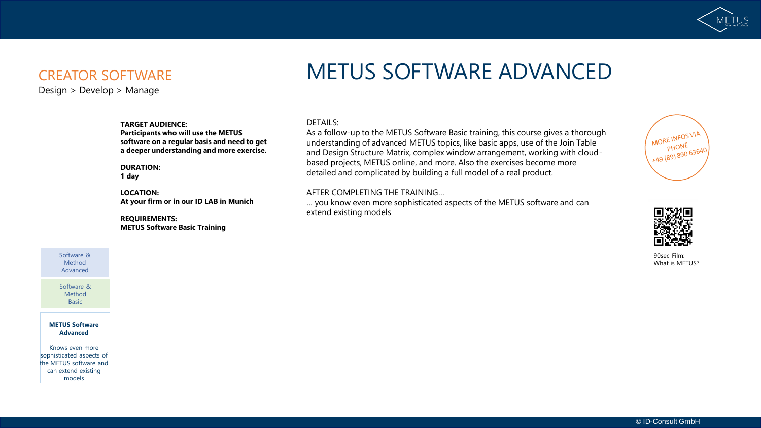CREATOR SOFTWARE

Design > Develop > Manage

# METUS SOFTWARE ADVANCED

**TARGET AUDIENCE:**
**Participants who will use the METUS software on a regular basis and need to get a deeper understanding and more exercise.**

**DURATION:**
**1 day**

**LOCATION:**
**At your firm or in our ID LAB in Munich**

**REQUIREMENTS:**
**METUS Software Basic Training**

DETAILS:
As a follow-up to the METUS Software Basic training, this course gives a thorough understanding of advanced METUS topics, like basic apps, use of the Join Table and Design Structure Matrix, complex window arrangement, working with cloud-based projects, METUS online, and more. Also the exercises become more detailed and complicated by building a full model of a real product.

AFTER COMPLETING THE TRAINING…
… you know even more sophisticated aspects of the METUS software and can extend existing models

MORE INFOS VIA PHONE
+49 (89) 890 63640

90sec-Film:
What is METUS?

Software & Method Advanced

Software & Method Basic

**METUS Software Advanced**

Knows even more sophisticated aspects of the METUS software and can extend existing models

© ID-Consult GmbH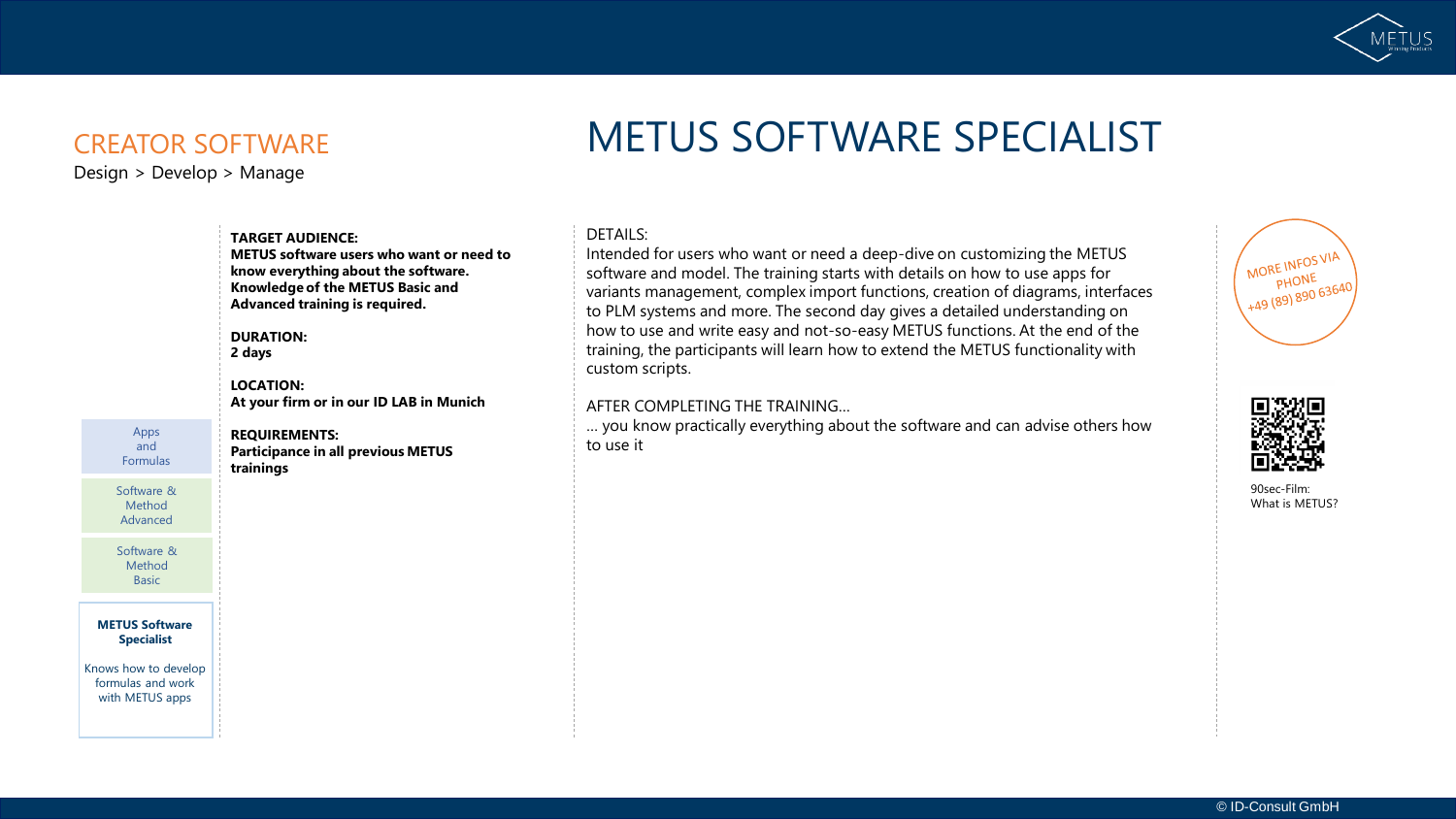# METUS SOFTWARE SPECIALIST

## CREATOR SOFTWARE

Design > Develop > Manage

Apps and Formulas

Software & Method Advanced

Software & Method Basic

**METUS Software Specialist**

Knows how to develop formulas and work with METUS apps

**TARGET AUDIENCE:**
**METUS software users who want or need to know everything about the software. Knowledge of the METUS Basic and Advanced training is required.**

**DURATION:**
**2 days**

**LOCATION:**
**At your firm or in our ID LAB in Munich**

**REQUIREMENTS:**
**Participance in all previous METUS trainings**

DETAILS:

Intended for users who want or need a deep-dive on customizing the METUS software and model. The training starts with details on how to use apps for variants management, complex import functions, creation of diagrams, interfaces to PLM systems and more. The second day gives a detailed understanding on how to use and write easy and not-so-easy METUS functions. At the end of the training, the participants will learn how to extend the METUS functionality with custom scripts.

AFTER COMPLETING THE TRAINING...

... you know practically everything about the software and can advise others how to use it

MORE INFOS VIA PHONE +49 (89) 890 63640

90sec-Film: What is METUS?

© ID-Consult GmbH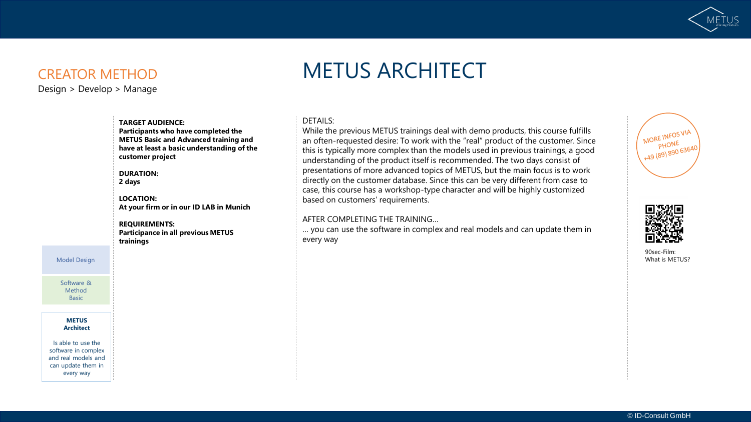## CREATOR METHOD

Design > Develop > Manage

# METUS ARCHITECT

**TARGET AUDIENCE:**
**Participants who have completed the METUS Basic and Advanced training and have at least a basic understanding of the customer project**

**DURATION:**
**2 days**

**LOCATION:**
**At your firm or in our ID LAB in Munich**

**REQUIREMENTS:**
**Participance in all previous METUS trainings**

Model Design

Software & Method Basic

**METUS Architect**

Is able to use the software in complex and real models and can update them in every way

DETAILS:

While the previous METUS trainings deal with demo products, this course fulfills an often-requested desire: To work with the "real" product of the customer. Since this is typically more complex than the models used in previous trainings, a good understanding of the product itself is recommended. The two days consist of presentations of more advanced topics of METUS, but the main focus is to work directly on the customer database. Since this can be very different from case to case, this course has a workshop-type character and will be highly customized based on customers' requirements.

AFTER COMPLETING THE TRAINING…

… you can use the software in complex and real models and can update them in every way

MORE INFOS VIA PHONE
+49 (89) 890 63640

90sec-Film:
What is METUS?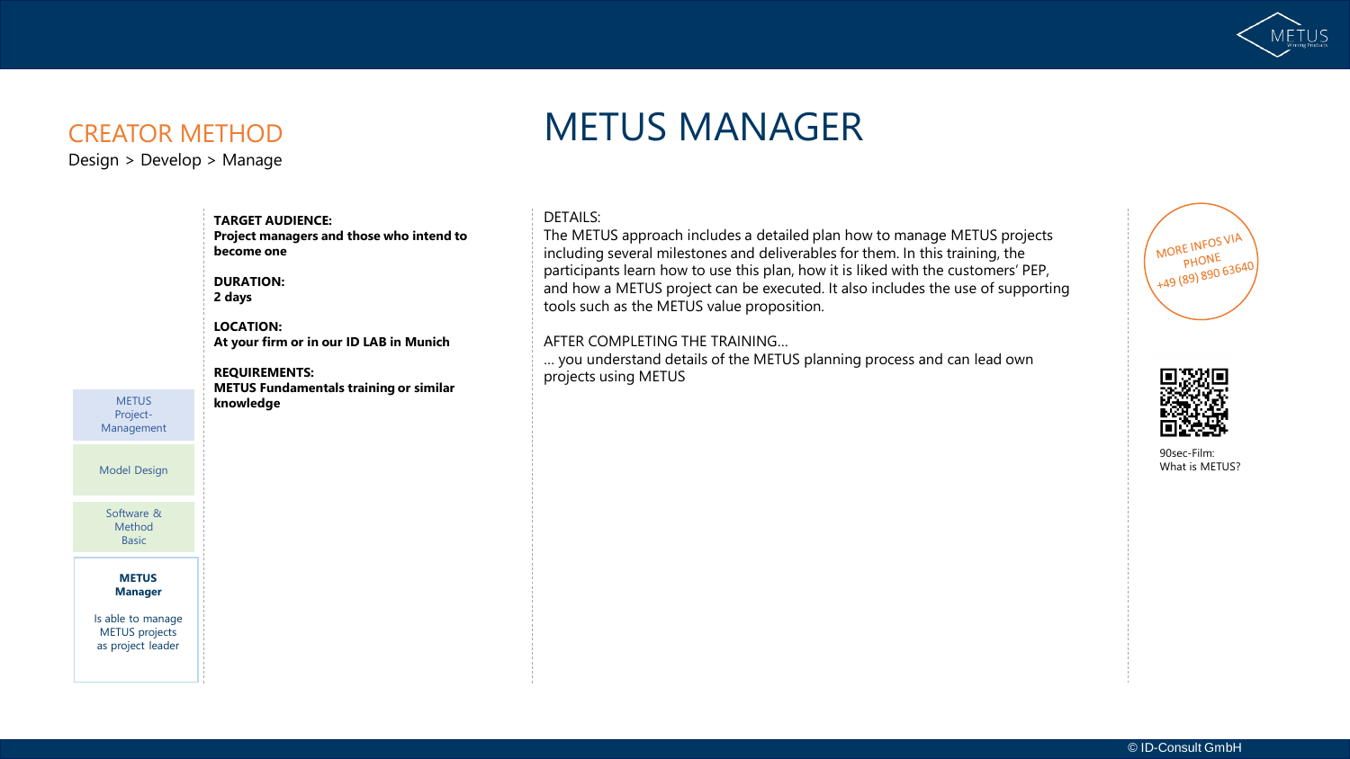## CREATOR METHOD

Design > Develop > Manage

# METUS MANAGER

METUS Project-Management

Model Design

Software & Method Basic

**METUS Manager**

Is able to manage METUS projects as project leader

**TARGET AUDIENCE:**
**Project managers and those who intend to become one**

**DURATION:**
**2 days**

**LOCATION:**
**At your firm or in our ID LAB in Munich**

**REQUIREMENTS:**
**METUS Fundamentals training or similar knowledge**

DETAILS:
The METUS approach includes a detailed plan how to manage METUS projects including several milestones and deliverables for them. In this training, the participants learn how to use this plan, how it is liked with the customers' PEP, and how a METUS project can be executed. It also includes the use of supporting tools such as the METUS value proposition.

AFTER COMPLETING THE TRAINING…
… you understand details of the METUS planning process and can lead own projects using METUS

MORE INFOS VIA PHONE
+49 (89) 890 63640

90sec-Film:
What is METUS?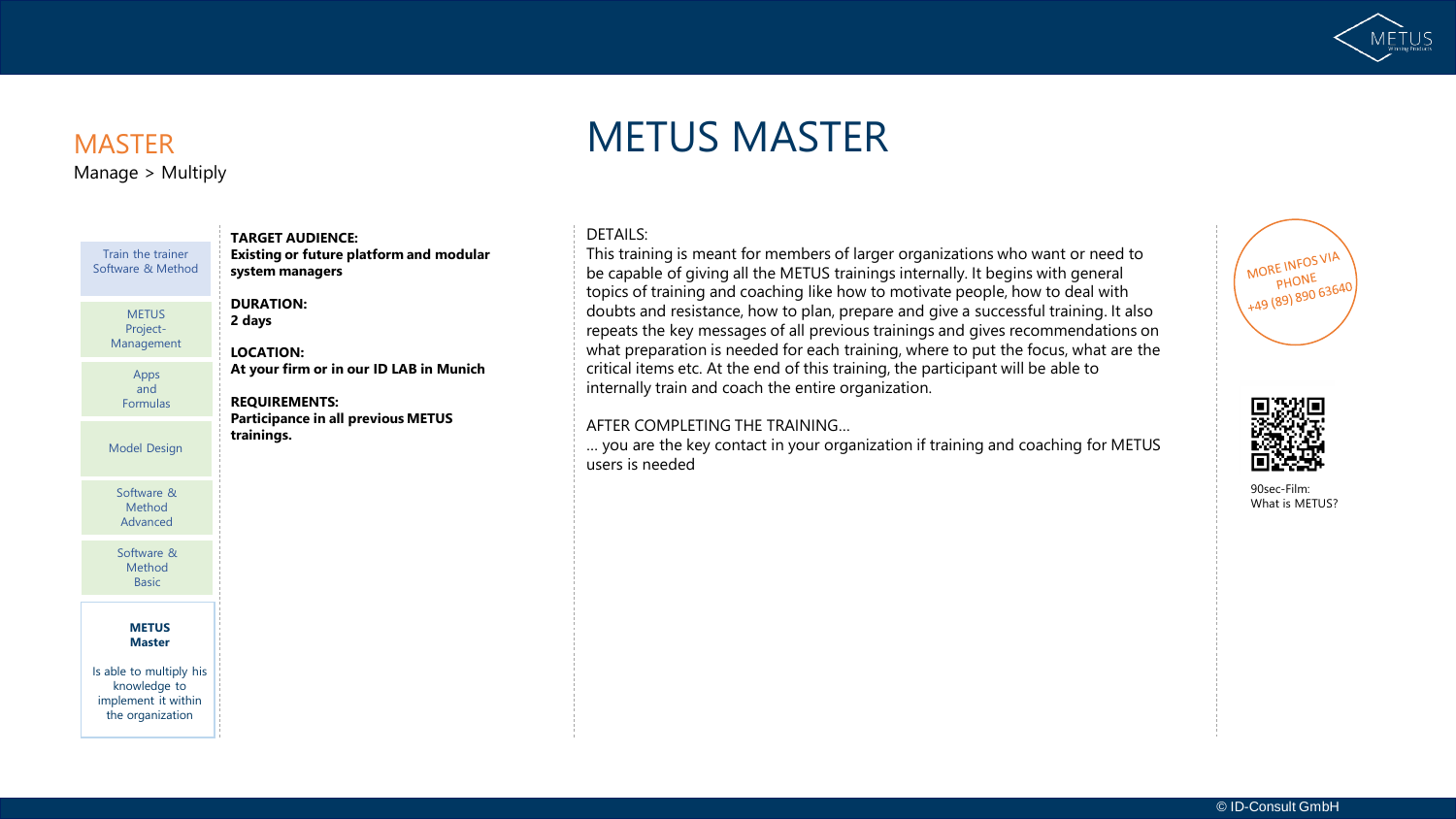MASTER

Manage > Multiply

# METUS MASTER

- Train the trainer Software & Method
- METUS Project-Management
- Apps and Formulas
- Model Design
- Software & Method Advanced
- Software & Method Basic
- **METUS Master**

  Is able to multiply his knowledge to implement it within the organization

**TARGET AUDIENCE:**
**Existing or future platform and modular system managers**

**DURATION:**
**2 days**

**LOCATION:**
**At your firm or in our ID LAB in Munich**

**REQUIREMENTS:**
**Participance in all previous METUS trainings.**

DETAILS:

This training is meant for members of larger organizations who want or need to be capable of giving all the METUS trainings internally. It begins with general topics of training and coaching like how to motivate people, how to deal with doubts and resistance, how to plan, prepare and give a successful training. It also repeats the key messages of all previous trainings and gives recommendations on what preparation is needed for each training, where to put the focus, what are the critical items etc. At the end of this training, the participant will be able to internally train and coach the entire organization.

AFTER COMPLETING THE TRAINING…

… you are the key contact in your organization if training and coaching for METUS users is needed

MORE INFOS VIA PHONE +49 (89) 890 63640

90sec-Film: What is METUS?

© ID-Consult GmbH